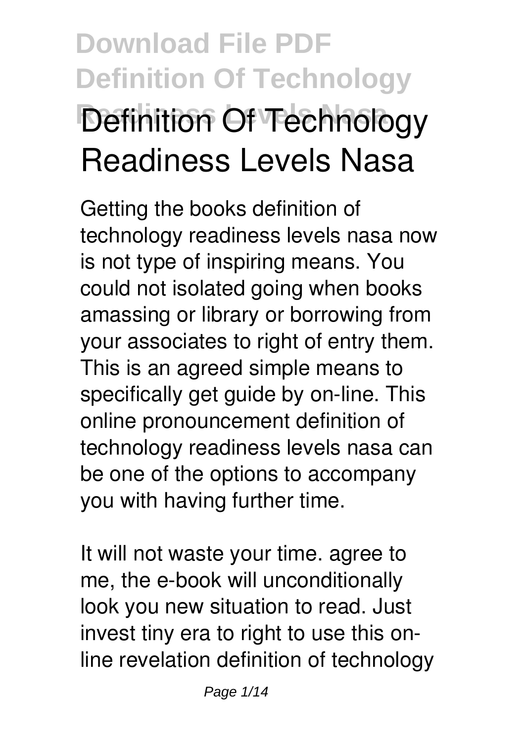# Download File PDF Definition Of Technology Readiness Levels Nasa

# Definition Of Technology Readiness Levels Nasa

Getting the books definition of technology readiness levels nasa now is not type of inspiring means. You could not isolated going when books amassing or library or borrowing from your associates to right of entry them. This is an agreed simple means to specifically get guide by on-line. This online pronouncement definition of technology readiness levels nasa can be one of the options to accompany you with having further time.

It will not waste your time. agree to me, the e-book will unconditionally look you new situation to read. Just invest tiny era to right to use this on-line revelation definition of technology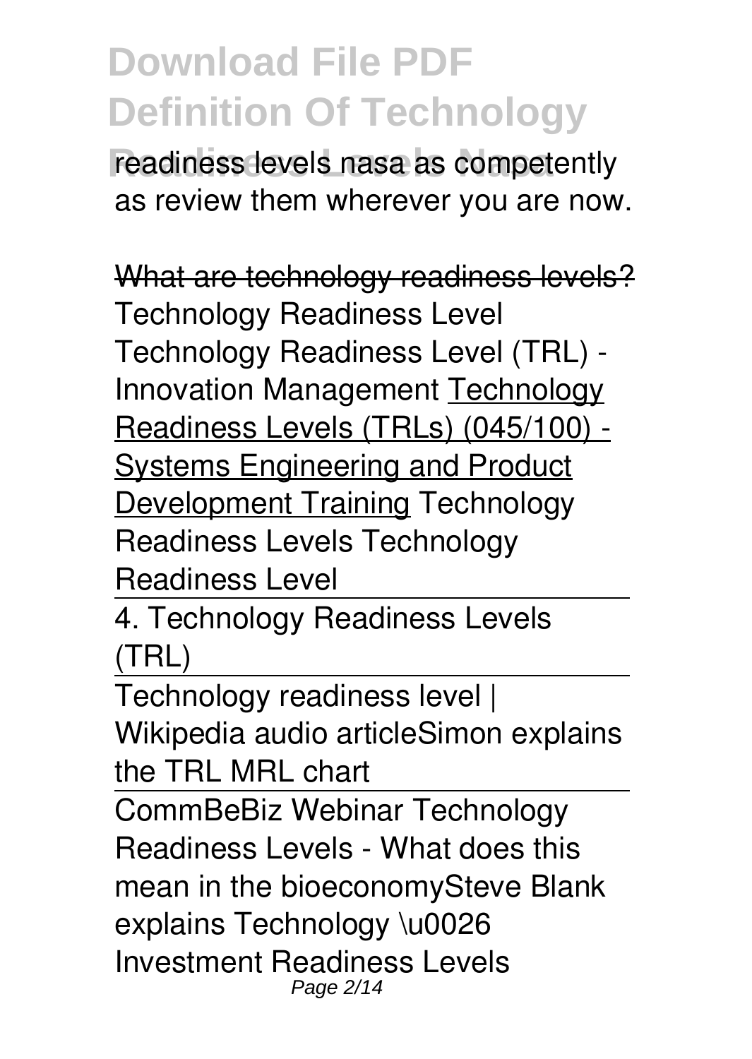readiness levels nasa as competently as review them wherever you are now.

~~What are technology readiness levels?~~ Technology Readiness Level Technology Readiness Level (TRL) - Innovation Management Technology Readiness Levels (TRLs) (045/100) - Systems Engineering and Product Development Training Technology Readiness Levels Technology Readiness Level

4. Technology Readiness Levels (TRL)

Technology readiness level | Wikipedia audio articleSimon explains the TRL MRL chart

CommBeBiz Webinar Technology Readiness Levels - What does this mean in the bioeconomySteve Blank explains Technology \u0026 Investment Readiness Levels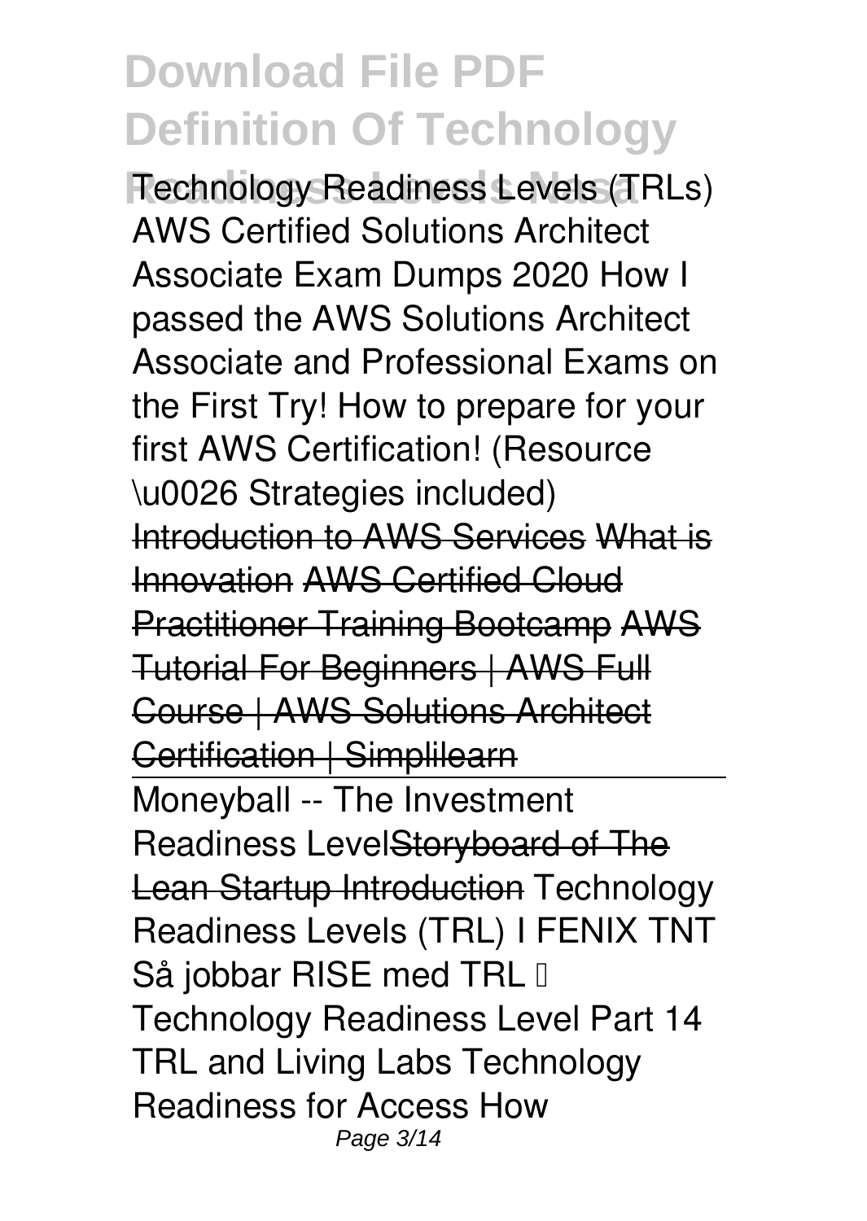Technology Readiness Levels (TRLs) AWS Certified Solutions Architect Associate Exam Dumps 2020 How I passed the AWS Solutions Architect Associate and Professional Exams on the First Try! How to prepare for your first AWS Certification! (Resource \u0026 Strategies included) ~~Introduction to AWS Services~~ ~~What is Innovation~~ ~~AWS Certified Cloud Practitioner Training Bootcamp~~ ~~AWS Tutorial For Beginners | AWS Full Course | AWS Solutions Architect Certification | Simplilearn~~

---

Moneyball -- The Investment Readiness Level~~Storyboard of The Lean Startup Introduction~~ Technology Readiness Levels (TRL) I FENIX TNT Så jobbar RISE med TRL – Technology Readiness Level Part 14 TRL and Living Labs Technology Readiness for Access How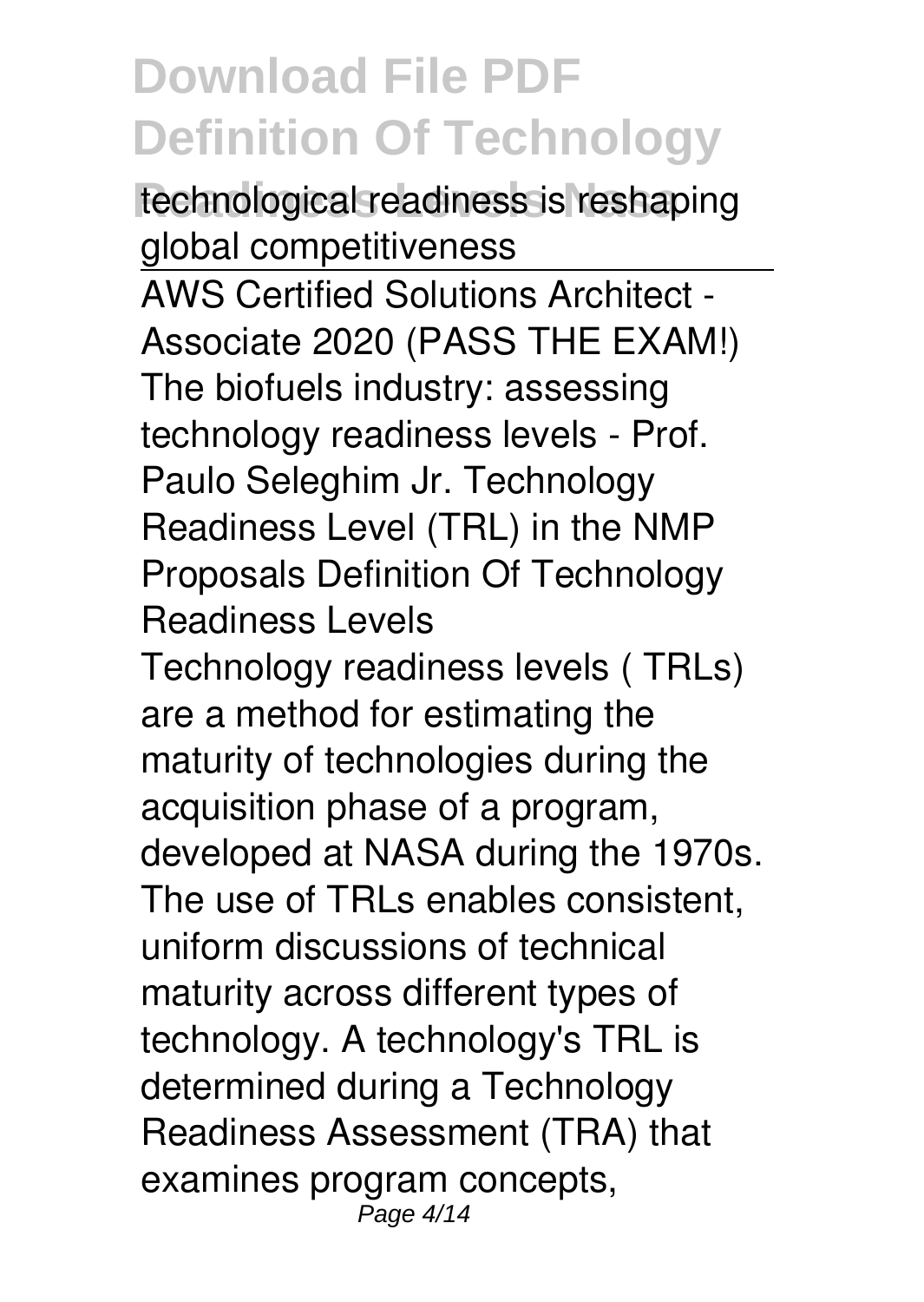technological readiness is reshaping global competitiveness

AWS Certified Solutions Architect - Associate 2020 (PASS THE EXAM!) The biofuels industry: assessing technology readiness levels - Prof. Paulo Seleghim Jr. Technology Readiness Level (TRL) in the NMP Proposals Definition Of Technology Readiness Levels

Technology readiness levels ( TRLs) are a method for estimating the maturity of technologies during the acquisition phase of a program, developed at NASA during the 1970s. The use of TRLs enables consistent, uniform discussions of technical maturity across different types of technology. A technology's TRL is determined during a Technology Readiness Assessment (TRA) that examines program concepts,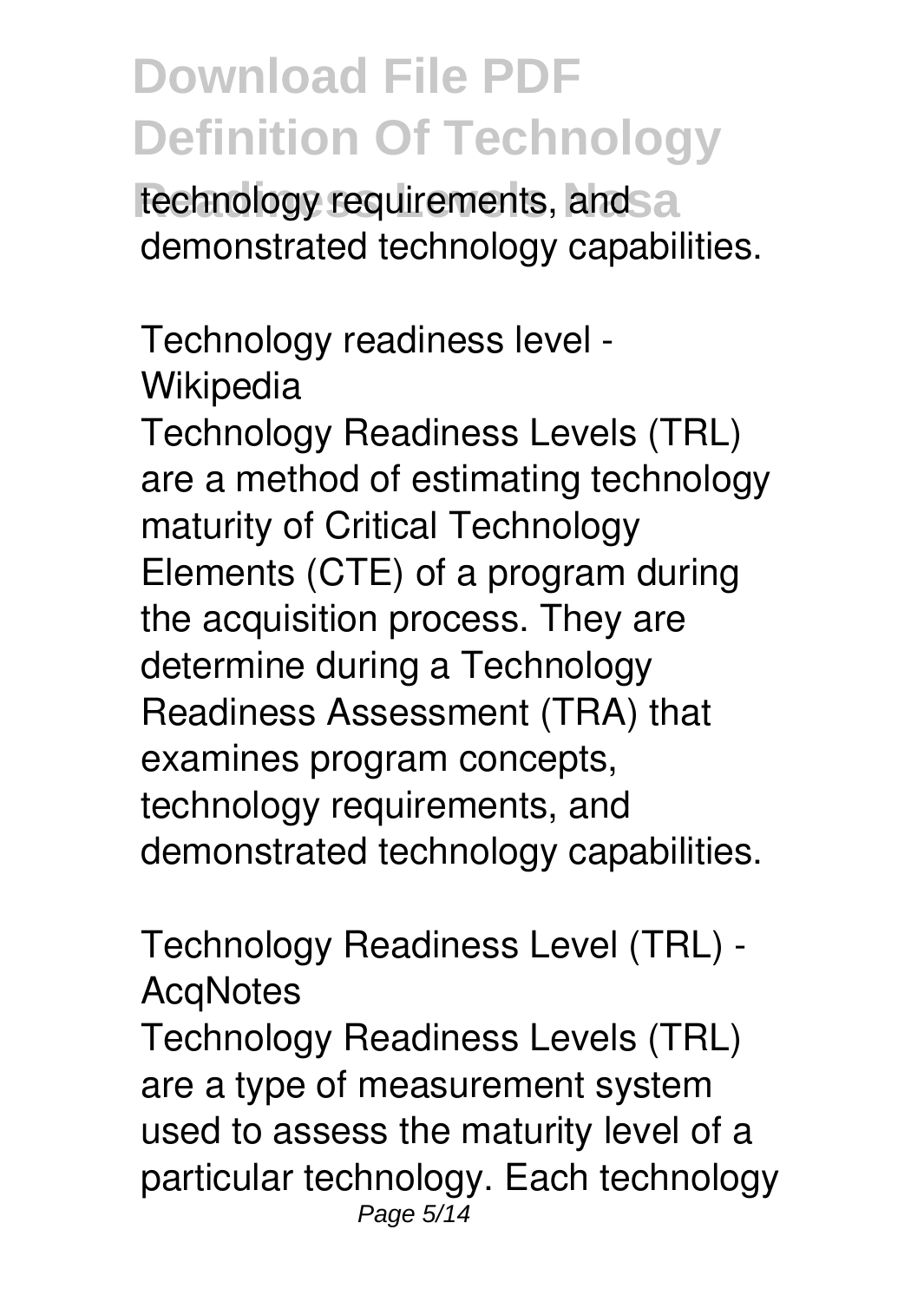technology requirements, and demonstrated technology capabilities.

**Technology readiness level - Wikipedia**

Technology Readiness Levels (TRL) are a method of estimating technology maturity of Critical Technology Elements (CTE) of a program during the acquisition process. They are determine during a Technology Readiness Assessment (TRA) that examines program concepts, technology requirements, and demonstrated technology capabilities.

**Technology Readiness Level (TRL) - AcqNotes**

Technology Readiness Levels (TRL) are a type of measurement system used to assess the maturity level of a particular technology. Each technology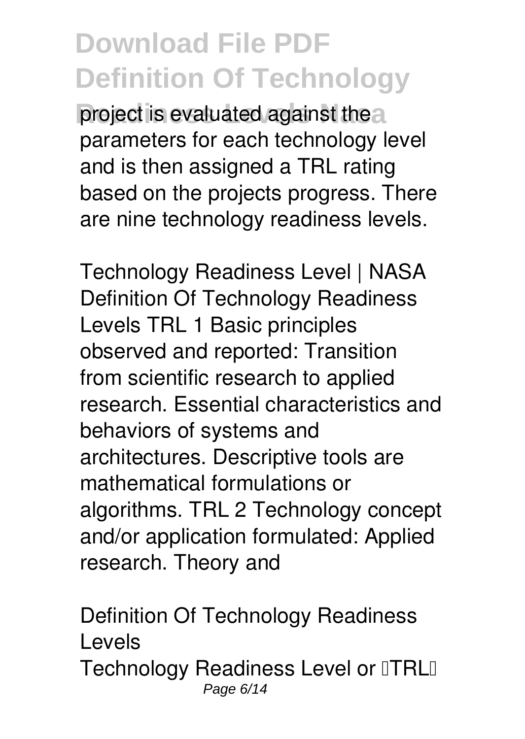project is evaluated against the parameters for each technology level and is then assigned a TRL rating based on the projects progress. There are nine technology readiness levels.

*Technology Readiness Level | NASA*

Definition Of Technology Readiness Levels TRL 1 Basic principles observed and reported: Transition from scientific research to applied research. Essential characteristics and behaviors of systems and architectures. Descriptive tools are mathematical formulations or algorithms. TRL 2 Technology concept and/or application formulated: Applied research. Theory and

*Definition Of Technology Readiness Levels*

Technology Readiness Level or "TRL"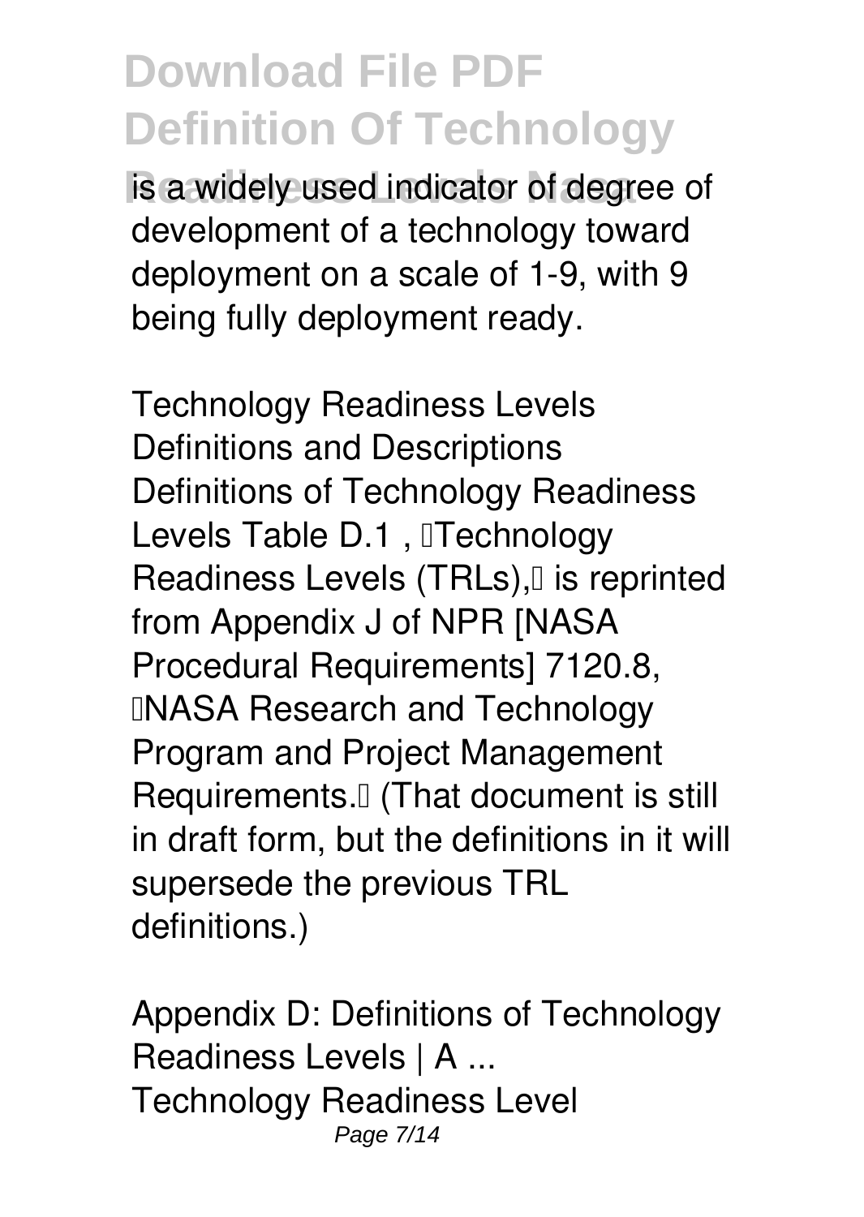is a widely used indicator of degree of development of a technology toward deployment on a scale of 1-9, with 9 being fully deployment ready.

**Technology Readiness Levels Definitions and Descriptions**

Definitions of Technology Readiness Levels Table D.1 , "Technology Readiness Levels (TRLs)," is reprinted from Appendix J of NPR [NASA Procedural Requirements] 7120.8, "NASA Research and Technology Program and Project Management Requirements." (That document is still in draft form, but the definitions in it will supersede the previous TRL definitions.)

**Appendix D: Definitions of Technology Readiness Levels | A ...**

Technology Readiness Level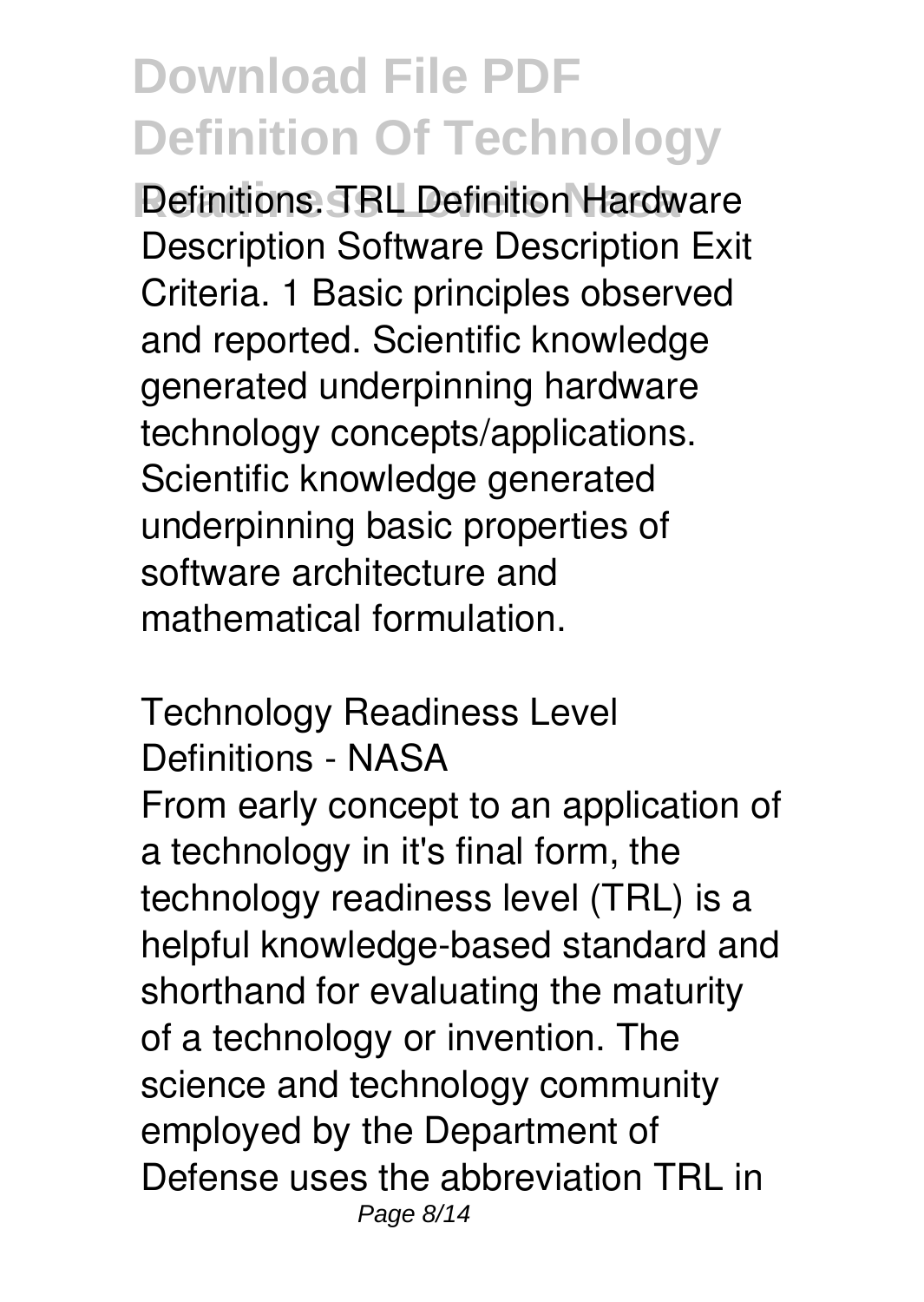Definitions. TRL Definition Hardware Description Software Description Exit Criteria. 1 Basic principles observed and reported. Scientific knowledge generated underpinning hardware technology concepts/applications. Scientific knowledge generated underpinning basic properties of software architecture and mathematical formulation.

## Technology Readiness Level Definitions - NASA

From early concept to an application of a technology in it's final form, the technology readiness level (TRL) is a helpful knowledge-based standard and shorthand for evaluating the maturity of a technology or invention. The science and technology community employed by the Department of Defense uses the abbreviation TRL in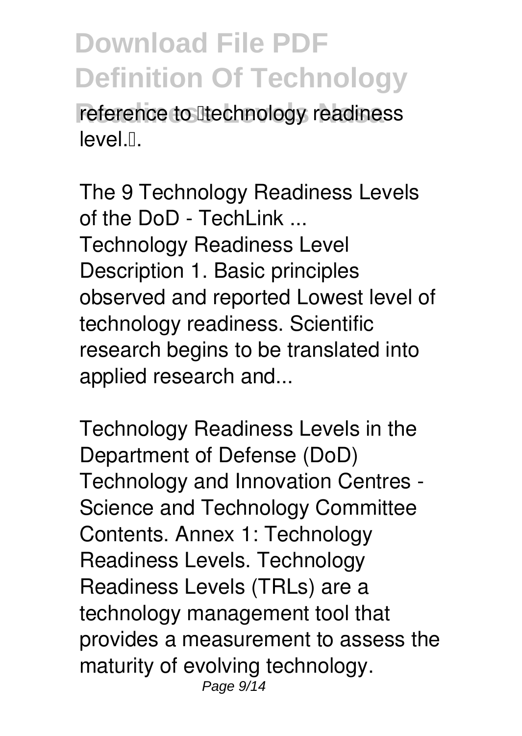reference to "technology readiness level.".

*The 9 Technology Readiness Levels of the DoD - TechLink ...*

Technology Readiness Level Description 1. Basic principles observed and reported Lowest level of technology readiness. Scientific research begins to be translated into applied research and...

*Technology Readiness Levels in the Department of Defense (DoD)*

Technology and Innovation Centres - Science and Technology Committee Contents. Annex 1: Technology Readiness Levels. Technology Readiness Levels (TRLs) are a technology management tool that provides a measurement to assess the maturity of evolving technology.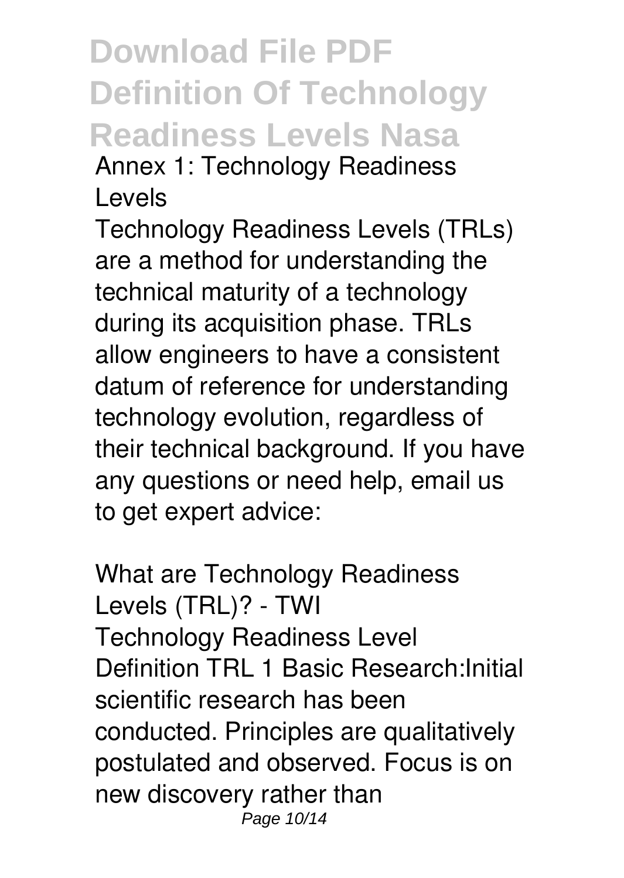# Download File PDF Definition Of Technology Readiness Levels Nasa

**Annex 1: Technology Readiness Levels**

Technology Readiness Levels (TRLs) are a method for understanding the technical maturity of a technology during its acquisition phase. TRLs allow engineers to have a consistent datum of reference for understanding technology evolution, regardless of their technical background. If you have any questions or need help, email us to get expert advice:

**What are Technology Readiness Levels (TRL)? - TWI**

Technology Readiness Level Definition TRL 1 Basic Research:Initial scientific research has been conducted. Principles are qualitatively postulated and observed. Focus is on new discovery rather than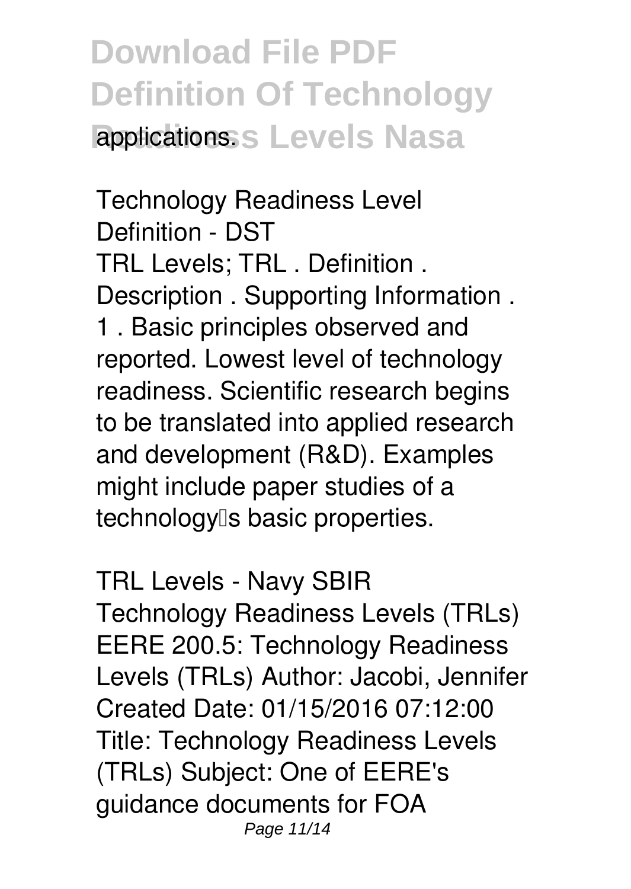applications.

Technology Readiness Level Definition - DST

TRL Levels; TRL . Definition . Description . Supporting Information . 1 . Basic principles observed and reported. Lowest level of technology readiness. Scientific research begins to be translated into applied research and development (R&D). Examples might include paper studies of a technology's basic properties.

TRL Levels - Navy SBIR

Technology Readiness Levels (TRLs) EERE 200.5: Technology Readiness Levels (TRLs) Author: Jacobi, Jennifer Created Date: 01/15/2016 07:12:00 Title: Technology Readiness Levels (TRLs) Subject: One of EERE's guidance documents for FOA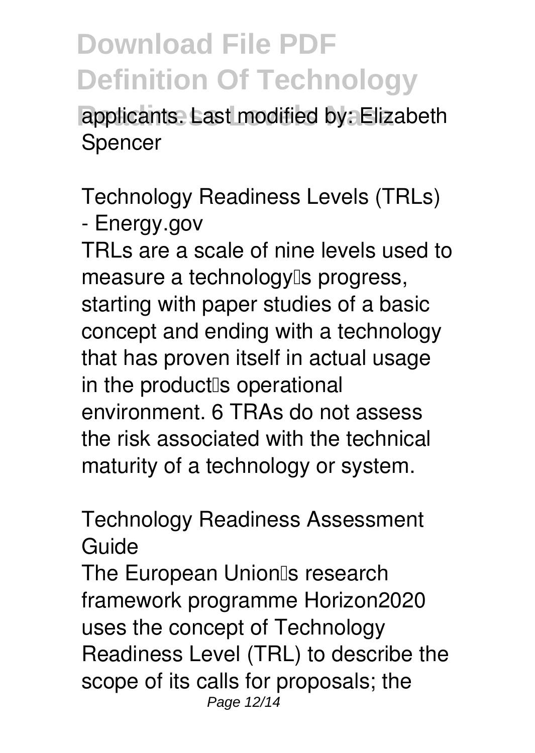applicants. Last modified by: Elizabeth Spencer

**Technology Readiness Levels (TRLs) - Energy.gov**

TRLs are a scale of nine levels used to measure a technology's progress, starting with paper studies of a basic concept and ending with a technology that has proven itself in actual usage in the product's operational environment. 6 TRAs do not assess the risk associated with the technical maturity of a technology or system.

**Technology Readiness Assessment Guide**

The European Union's research framework programme Horizon2020 uses the concept of Technology Readiness Level (TRL) to describe the scope of its calls for proposals; the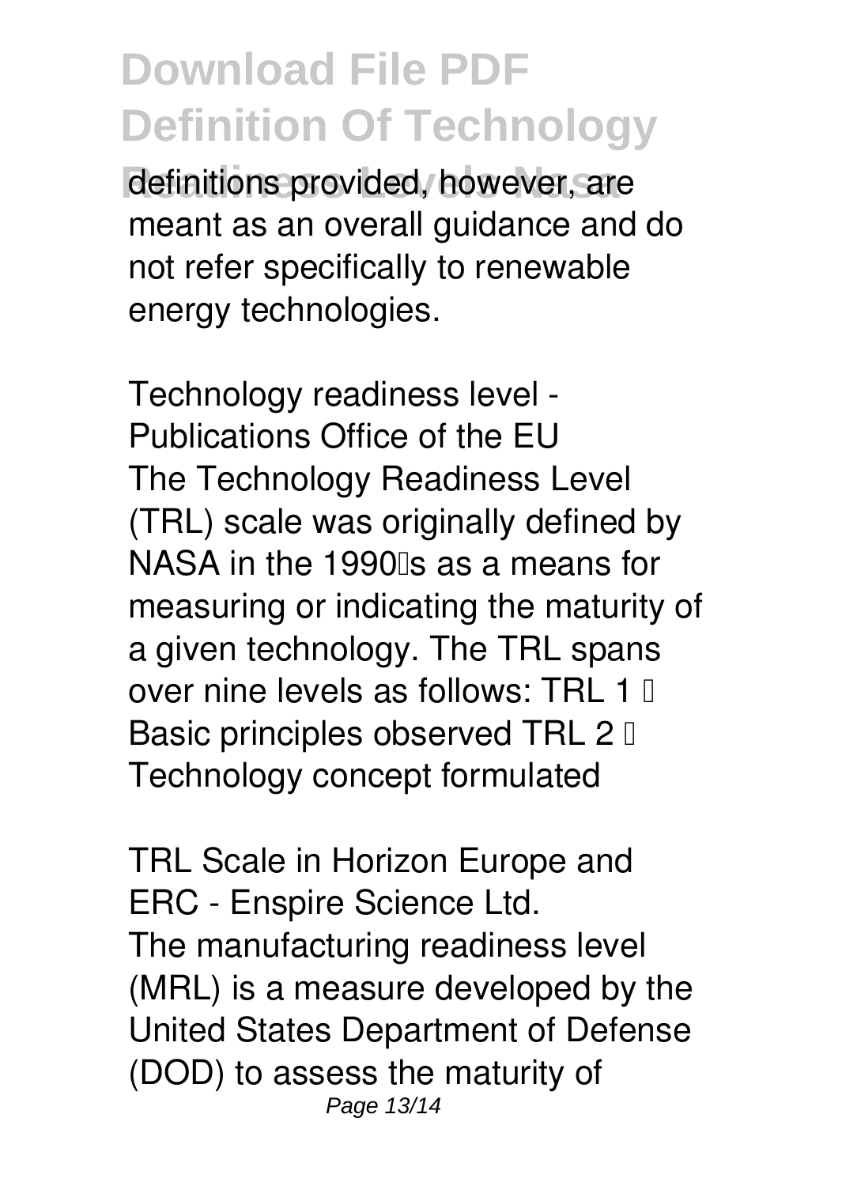definitions provided, however, are meant as an overall guidance and do not refer specifically to renewable energy technologies.

**Technology readiness level - Publications Office of the EU**

The Technology Readiness Level (TRL) scale was originally defined by NASA in the 1990's as a means for measuring or indicating the maturity of a given technology. The TRL spans over nine levels as follows: TRL 1 – Basic principles observed TRL 2 – Technology concept formulated

**TRL Scale in Horizon Europe and ERC - Enspire Science Ltd.**

The manufacturing readiness level (MRL) is a measure developed by the United States Department of Defense (DOD) to assess the maturity of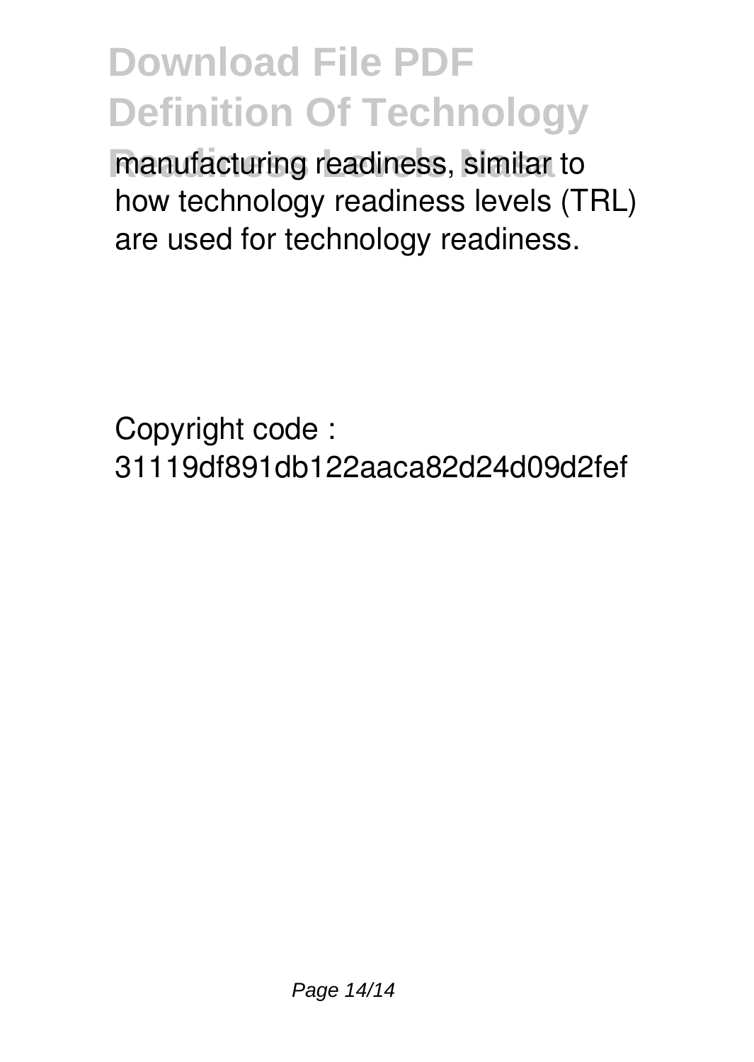manufacturing readiness, similar to how technology readiness levels (TRL) are used for technology readiness.

Copyright code : 31119df891db122aaca82d24d09d2fef